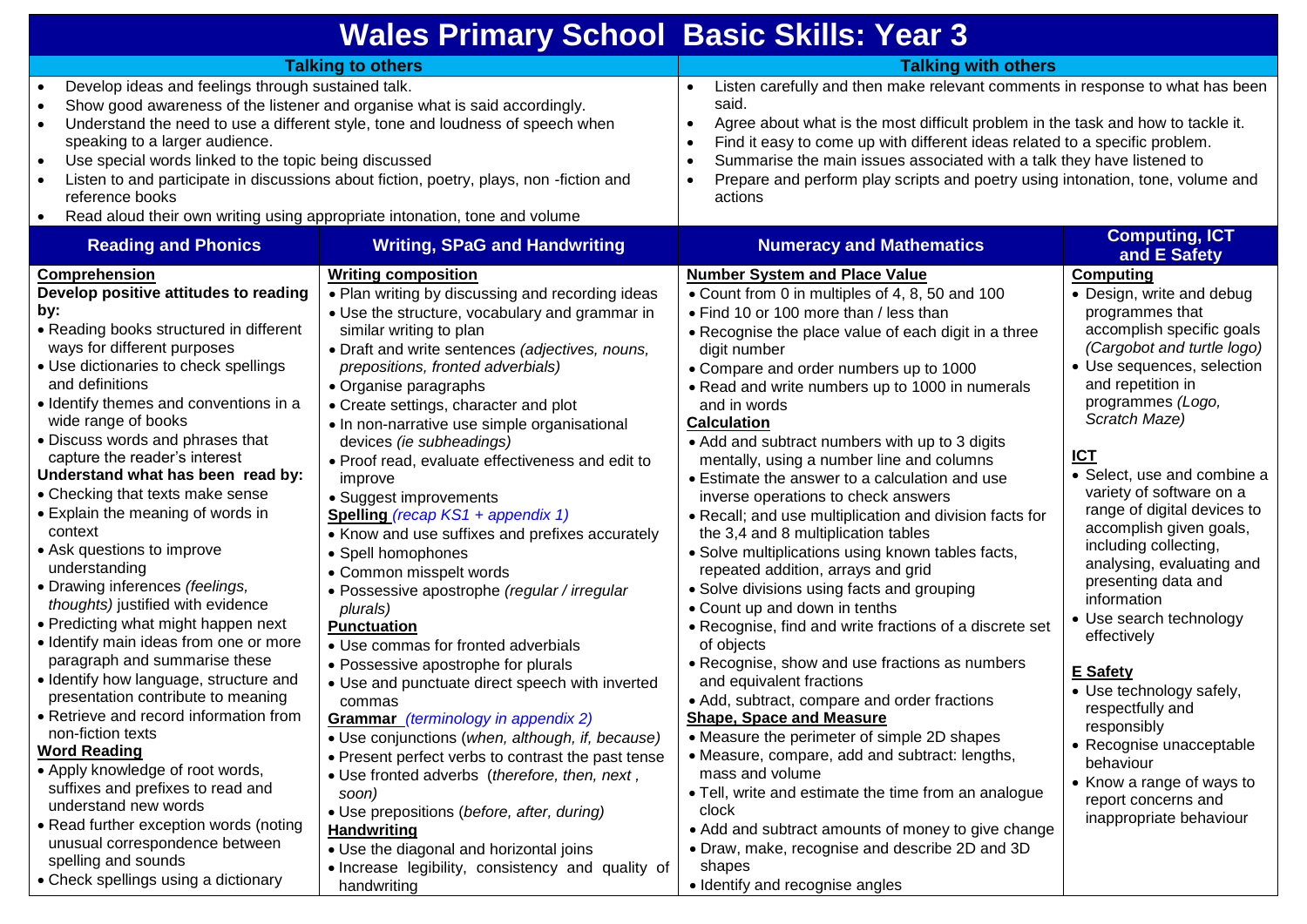# Wales Primary School Basic Skills: Year 3

## Talking to others

- Develop ideas and feelings through sustained talk.
- Show good awareness of the listener and organise what is said accordingly.
- Understand the need to use a different style, tone and loudness of speech when speaking to a larger audience.
- Use special words linked to the topic being discussed
- Listen to and participate in discussions about fiction, poetry, plays, non -fiction and reference books
- Read aloud their own writing using appropriate intonation, tone and volume

## Talking with others

- Listen carefully and then make relevant comments in response to what has been said.
- Agree about what is the most difficult problem in the task and how to tackle it.
- Find it easy to come up with different ideas related to a specific problem.
- Summarise the main issues associated with a talk they have listened to
- Prepare and perform play scripts and poetry using intonation, tone, volume and actions

## Reading and Phonics

**Comprehension**

**Develop positive attitudes to reading by:**

- Reading books structured in different ways for different purposes
- Use dictionaries to check spellings and definitions
- Identify themes and conventions in a wide range of books
- Discuss words and phrases that capture the reader's interest

**Understand what has been read by:**

- Checking that texts make sense
- Explain the meaning of words in context
- Ask questions to improve understanding
- Drawing inferences *(feelings, thoughts)* justified with evidence
- Predicting what might happen next
- Identify main ideas from one or more paragraph and summarise these
- Identify how language, structure and presentation contribute to meaning
- Retrieve and record information from non-fiction texts

**Word Reading**

- Apply knowledge of root words, suffixes and prefixes to read and understand new words
- Read further exception words (noting unusual correspondence between spelling and sounds
- Check spellings using a dictionary

## Writing, SPaG and Handwriting

**Writing composition**

- Plan writing by discussing and recording ideas
- Use the structure, vocabulary and grammar in similar writing to plan
- Draft and write sentences *(adjectives, nouns, prepositions, fronted adverbials)*
- Organise paragraphs
- Create settings, character and plot
- In non-narrative use simple organisational devices *(ie subheadings)*
- Proof read, evaluate effectiveness and edit to improve
- Suggest improvements

**Spelling** *(recap KS1 + appendix 1)*

- Know and use suffixes and prefixes accurately
- Spell homophones
- Common misspelt words
- Possessive apostrophe *(regular / irregular plurals)*

**Punctuation**

- Use commas for fronted adverbials
- Possessive apostrophe for plurals
- Use and punctuate direct speech with inverted commas

**Grammar** *(terminology in appendix 2)*

- Use conjunctions (*when, although, if, because)*
- Present perfect verbs to contrast the past tense
- Use fronted adverbs (*therefore, then, next , soon)*
- Use prepositions (*before, after, during)*

**Handwriting**

- Use the diagonal and horizontal joins
- Increase legibility, consistency and quality of handwriting

## Numeracy and Mathematics

**Number System and Place Value**

- Count from 0 in multiples of 4, 8, 50 and 100
- Find 10 or 100 more than / less than
- Recognise the place value of each digit in a three digit number
- Compare and order numbers up to 1000
- Read and write numbers up to 1000 in numerals and in words

**Calculation**

- Add and subtract numbers with up to 3 digits mentally, using a number line and columns
- Estimate the answer to a calculation and use inverse operations to check answers
- Recall; and use multiplication and division facts for the 3,4 and 8 multiplication tables
- Solve multiplications using known tables facts, repeated addition, arrays and grid
- Solve divisions using facts and grouping
- Count up and down in tenths
- Recognise, find and write fractions of a discrete set of objects
- Recognise, show and use fractions as numbers and equivalent fractions
- Add, subtract, compare and order fractions

**Shape, Space and Measure**

- Measure the perimeter of simple 2D shapes
- Measure, compare, add and subtract: lengths, mass and volume
- Tell, write and estimate the time from an analogue clock
- Add and subtract amounts of money to give change
- Draw, make, recognise and describe 2D and 3D shapes
- Identify and recognise angles

## Computing, ICT and E Safety

**Computing**

- Design, write and debug programmes that accomplish specific goals *(Cargobot and turtle logo)*
- Use sequences, selection and repetition in programmes *(Logo, Scratch Maze)*

**ICT**

- Select, use and combine a variety of software on a range of digital devices to accomplish given goals, including collecting, analysing, evaluating and presenting data and information
- Use search technology effectively

**E Safety**

- Use technology safely, respectfully and responsibly
- Recognise unacceptable behaviour
- Know a range of ways to report concerns and inappropriate behaviour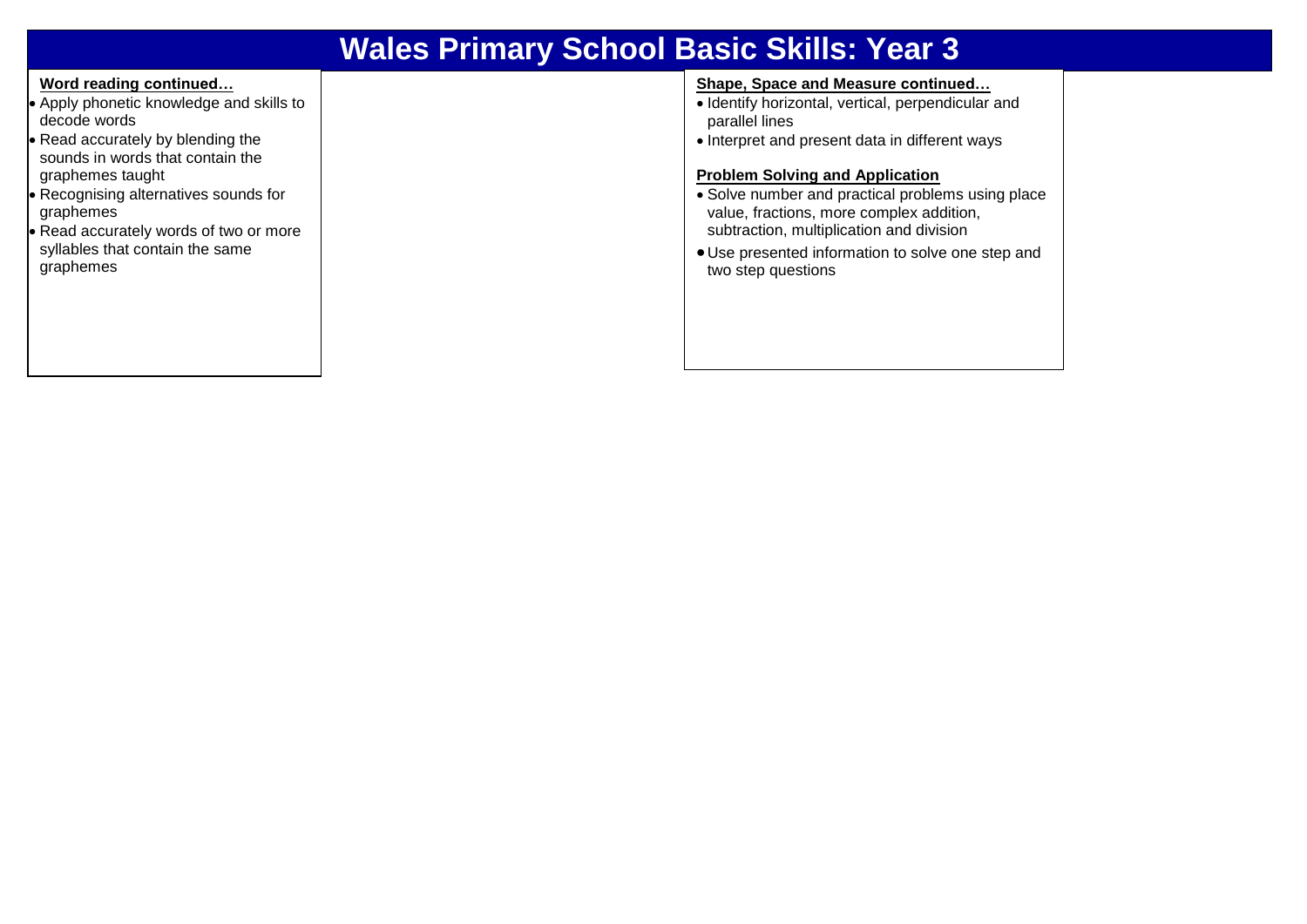# Wales Primary School Basic Skills: Year 3

**Word reading continued…**

- Apply phonetic knowledge and skills to decode words
- Read accurately by blending the sounds in words that contain the graphemes taught
- Recognising alternatives sounds for graphemes
- Read accurately words of two or more syllables that contain the same graphemes

**Shape, Space and Measure continued…**

- Identify horizontal, vertical, perpendicular and parallel lines
- Interpret and present data in different ways

**Problem Solving and Application**

- Solve number and practical problems using place value, fractions, more complex addition, subtraction, multiplication and division
- Use presented information to solve one step and two step questions